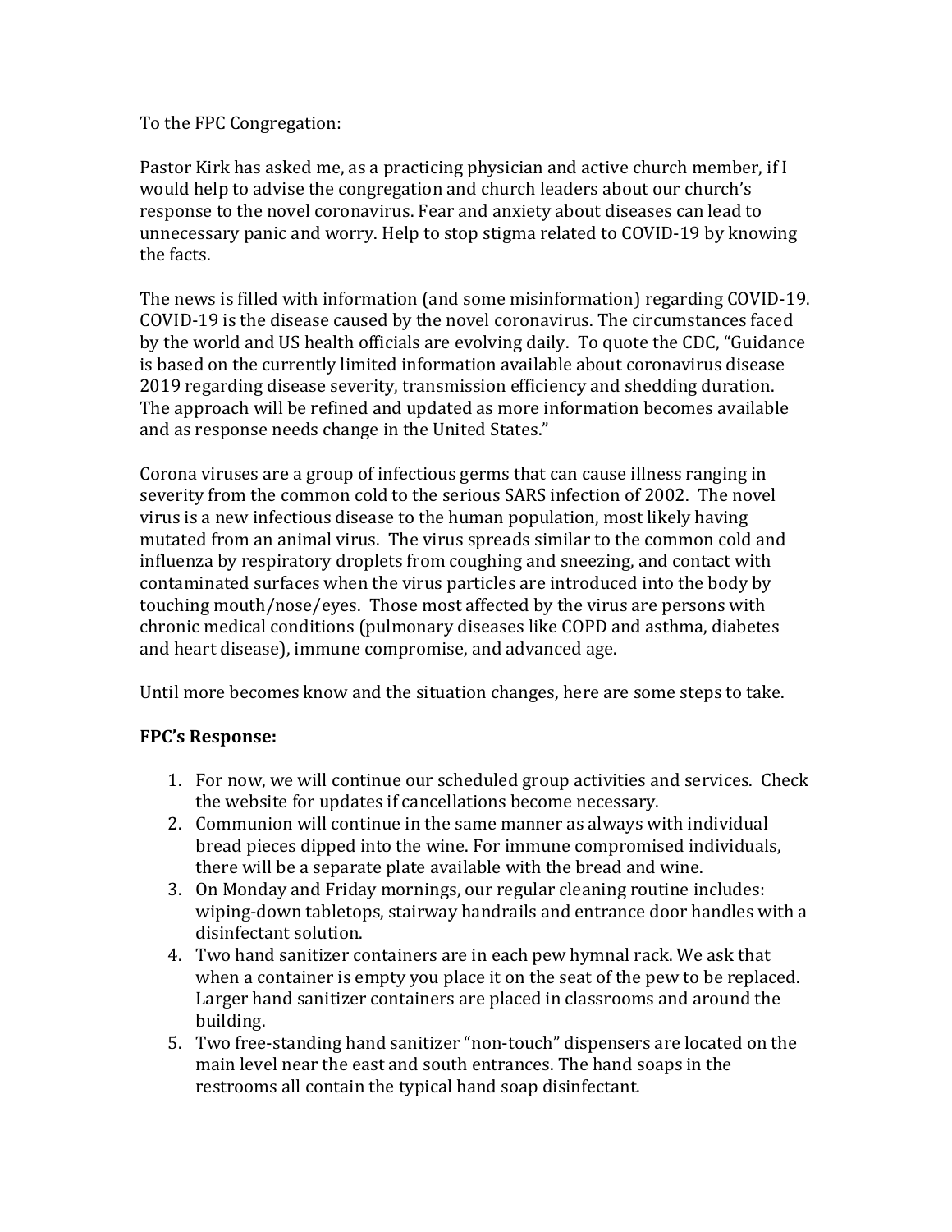To the FPC Congregation:

Pastor Kirk has asked me, as a practicing physician and active church member, if I would help to advise the congregation and church leaders about our church's response to the novel coronavirus. Fear and anxiety about diseases can lead to unnecessary panic and worry. Help to stop stigma related to COVID-19 by knowing the facts.

The news is filled with information (and some misinformation) regarding COVID-19. COVID-19 is the disease caused by the novel coronavirus. The circumstances faced by the world and US health officials are evolving daily. To quote the CDC, "Guidance is based on the currently limited information available about coronavirus disease 2019 regarding disease severity, transmission efficiency and shedding duration. The approach will be refined and updated as more information becomes available and as response needs change in the United States."

Corona viruses are a group of infectious germs that can cause illness ranging in severity from the common cold to the serious SARS infection of 2002. The novel virus is a new infectious disease to the human population, most likely having mutated from an animal virus. The virus spreads similar to the common cold and influenza by respiratory droplets from coughing and sneezing, and contact with contaminated surfaces when the virus particles are introduced into the body by touching mouth/nose/eyes. Those most affected by the virus are persons with chronic medical conditions (pulmonary diseases like COPD and asthma, diabetes and heart disease), immune compromise, and advanced age.

Until more becomes know and the situation changes, here are some steps to take.

**FPC's Response:**

1. For now, we will continue our scheduled group activities and services. Check the website for updates if cancellations become necessary.
2. Communion will continue in the same manner as always with individual bread pieces dipped into the wine. For immune compromised individuals, there will be a separate plate available with the bread and wine.
3. On Monday and Friday mornings, our regular cleaning routine includes: wiping-down tabletops, stairway handrails and entrance door handles with a disinfectant solution.
4. Two hand sanitizer containers are in each pew hymnal rack. We ask that when a container is empty you place it on the seat of the pew to be replaced. Larger hand sanitizer containers are placed in classrooms and around the building.
5. Two free-standing hand sanitizer "non-touch" dispensers are located on the main level near the east and south entrances. The hand soaps in the restrooms all contain the typical hand soap disinfectant.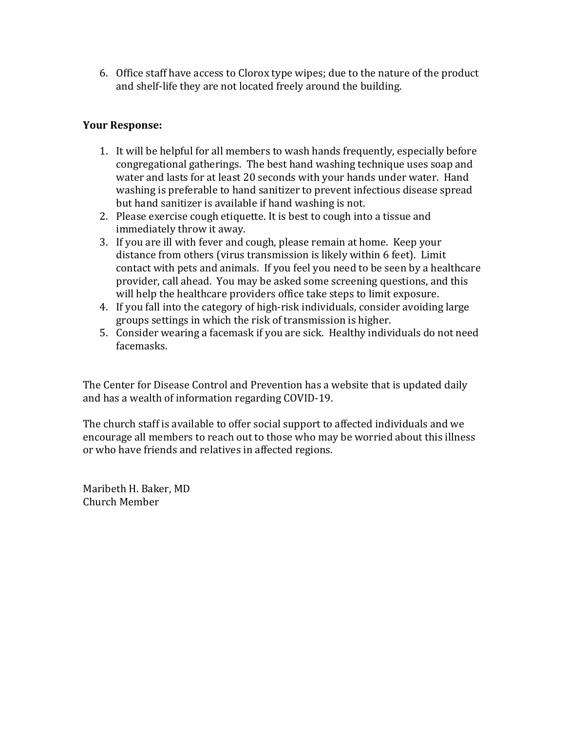6. Office staff have access to Clorox type wipes; due to the nature of the product and shelf-life they are not located freely around the building.

**Your Response:**

1. It will be helpful for all members to wash hands frequently, especially before congregational gatherings. The best hand washing technique uses soap and water and lasts for at least 20 seconds with your hands under water. Hand washing is preferable to hand sanitizer to prevent infectious disease spread but hand sanitizer is available if hand washing is not.
2. Please exercise cough etiquette. It is best to cough into a tissue and immediately throw it away.
3. If you are ill with fever and cough, please remain at home. Keep your distance from others (virus transmission is likely within 6 feet). Limit contact with pets and animals. If you feel you need to be seen by a healthcare provider, call ahead. You may be asked some screening questions, and this will help the healthcare providers office take steps to limit exposure.
4. If you fall into the category of high-risk individuals, consider avoiding large groups settings in which the risk of transmission is higher.
5. Consider wearing a facemask if you are sick. Healthy individuals do not need facemasks.

The Center for Disease Control and Prevention has a website that is updated daily and has a wealth of information regarding COVID-19.

The church staff is available to offer social support to affected individuals and we encourage all members to reach out to those who may be worried about this illness or who have friends and relatives in affected regions.

Maribeth H. Baker, MD
Church Member